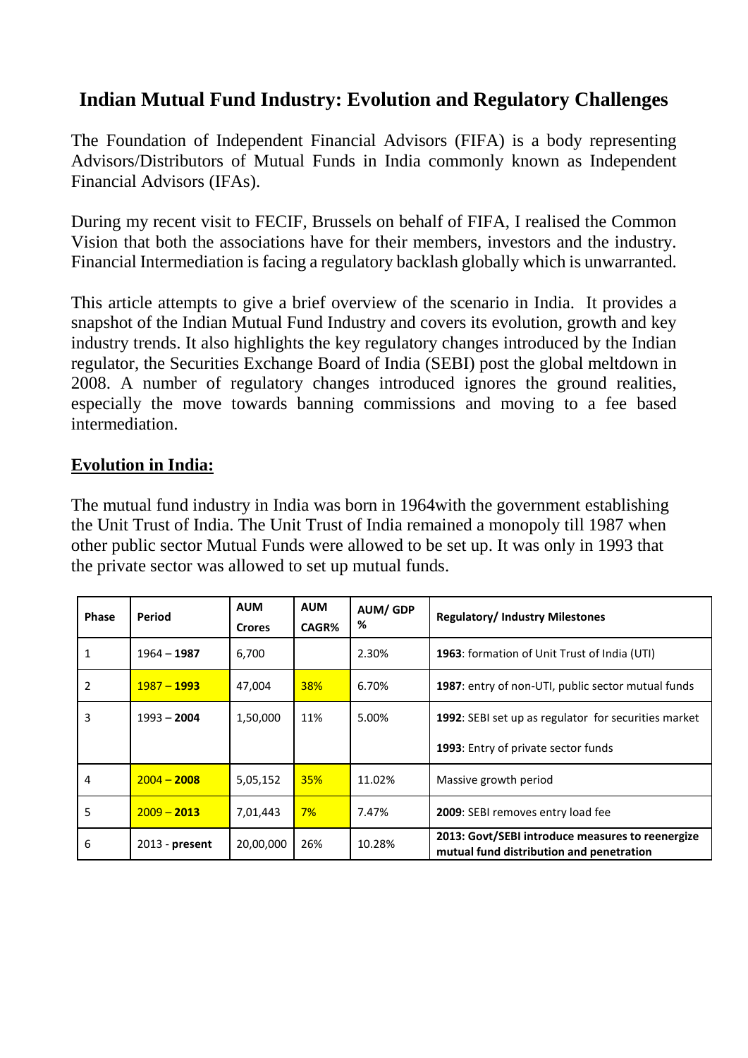# Indian Mutual Fund Industry: Evolution and Regulatory Challenges

The Foundation of Independent Financial Advisors (FIFA) is a body representing Advisors/Distributors of Mutual Funds in India commonly known as Independent Financial Advisors (IFAs).

During my recent visit to FECIF, Brussels on behalf of FIFA, I realised the Common Vision that both the associations have for their members, investors and the industry. Financial Intermediation is facing a regulatory backlash globally which is unwarranted.

This article attempts to give a brief overview of the scenario in India. It provides a snapshot of the Indian Mutual Fund Industry and covers its evolution, growth and key industry trends. It also highlights the key regulatory changes introduced by the Indian regulator, the Securities Exchange Board of India (SEBI) post the global meltdown in 2008. A number of regulatory changes introduced ignores the ground realities, especially the move towards banning commissions and moving to a fee based intermediation.

## Evolution in India:

The mutual fund industry in India was born in 1964with the government establishing the Unit Trust of India. The Unit Trust of India remained a monopoly till 1987 when other public sector Mutual Funds were allowed to be set up. It was only in 1993 that the private sector was allowed to set up mutual funds.

| Phase | Period | AUM Crores | AUM CAGR% | AUM/ GDP % | Regulatory/ Industry Milestones |
|---|---|---|---|---|---|
| 1 | 1964 – **1987** | 6,700 | | 2.30% | **1963**: formation of Unit Trust of India (UTI) |
| 2 | 1987 – **1993** | 47,004 | 38% | 6.70% | **1987**: entry of non-UTI, public sector mutual funds |
| 3 | 1993 – **2004** | 1,50,000 | 11% | 5.00% | **1992**: SEBI set up as regulator for securities market<br>**1993**: Entry of private sector funds |
| 4 | 2004 – **2008** | 5,05,152 | 35% | 11.02% | Massive growth period |
| 5 | 2009 – **2013** | 7,01,443 | 7% | 7.47% | **2009**: SEBI removes entry load fee |
| 6 | 2013 - **present** | 20,00,000 | 26% | 10.28% | **2013: Govt/SEBI introduce measures to reenergize mutual fund distribution and penetration** |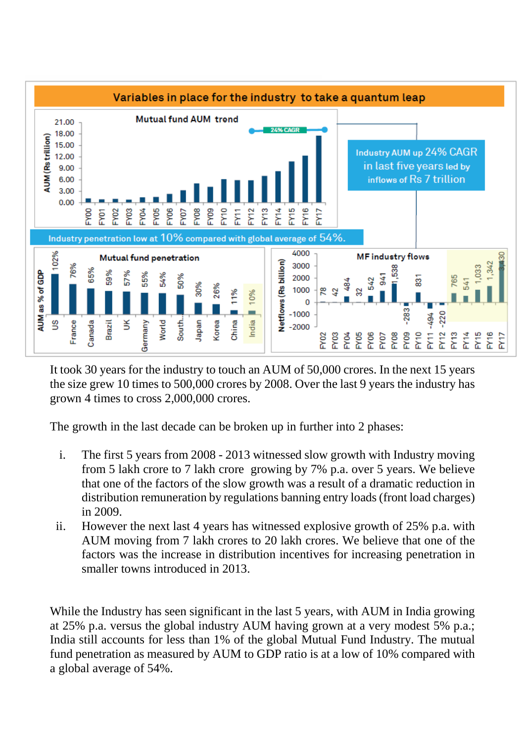## Variables in place for the industry to take a quantum leap

**Mutual fund AUM trend**

Industry AUM up 24% CAGR in last five years led by inflows of Rs 7 trillion

Industry penetration low at 10% compared with global average of 54%.

**Mutual fund penetration**

| Country | AUM as % of GDP |
|---|---|
| US | 102% |
| France | 76% |
| Canada | 65% |
| Brazil | 59% |
| UK | 57% |
| Germany | 55% |
| World | 54% |
| South... | 50% |
| Japan | 30% |
| Korea | 26% |
| China | 11% |
| India | 10% |

**MF industry flows**

| Year | Netflows (Rs billion) |
|---|---|
| FY02 | 78 |
| FY03 | 42 |
| FY04 | 484 |
| FY05 | 32 |
| FY06 | 542 |
| FY07 | 941 |
| FY08 | 1,538 |
| FY09 | -283 |
| FY10 | 831 |
| FY11 | -494 |
| FY12 | -220 |
| FY13 | 765 |
| FY14 | 541 |
| FY15 | 1,033 |
| FY16 | 1,342 |
| FY17 | 3,430 |

It took 30 years for the industry to touch an AUM of 50,000 crores. In the next 15 years the size grew 10 times to 500,000 crores by 2008. Over the last 9 years the industry has grown 4 times to cross 2,000,000 crores.

The growth in the last decade can be broken up in further into 2 phases:

i. The first 5 years from 2008 - 2013 witnessed slow growth with Industry moving from 5 lakh crore to 7 lakh crore growing by 7% p.a. over 5 years. We believe that one of the factors of the slow growth was a result of a dramatic reduction in distribution remuneration by regulations banning entry loads (front load charges) in 2009.

ii. However the next last 4 years has witnessed explosive growth of 25% p.a. with AUM moving from 7 lakh crores to 20 lakh crores. We believe that one of the factors was the increase in distribution incentives for increasing penetration in smaller towns introduced in 2013.

While the Industry has seen significant in the last 5 years, with AUM in India growing at 25% p.a. versus the global industry AUM having grown at a very modest 5% p.a.; India still accounts for less than 1% of the global Mutual Fund Industry. The mutual fund penetration as measured by AUM to GDP ratio is at a low of 10% compared with a global average of 54%.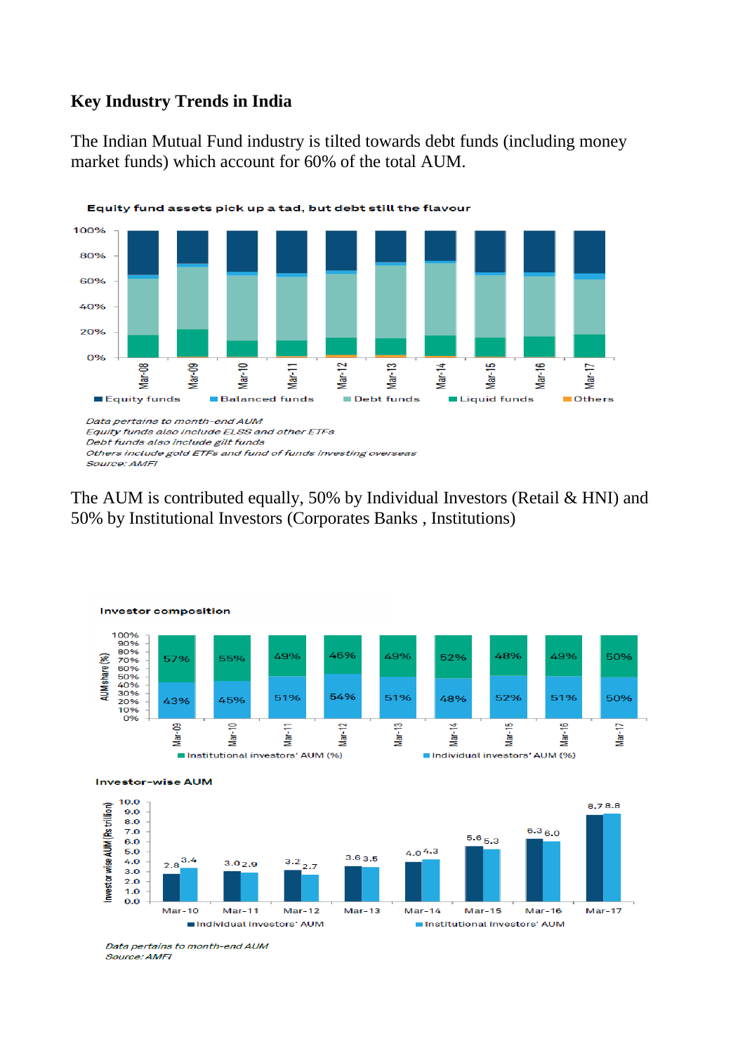## Key Industry Trends in India

The Indian Mutual Fund industry is tilted towards debt funds (including money market funds) which account for 60% of the total AUM.

**Equity fund assets pick up a tad, but debt still the flavour**

*Data pertains to month-end AUM*
*Equity funds also include ELSS and other ETFs*
*Debt funds also include gilt funds*
*Others include gold ETFs and fund of funds investing overseas*
*Source: AMFI*

The AUM is contributed equally, 50% by Individual Investors (Retail & HNI) and 50% by Institutional Investors (Corporates Banks , Institutions)

**Investor composition**

| | Mar-09 | Mar-10 | Mar-11 | Mar-12 | Mar-13 | Mar-14 | Mar-15 | Mar-16 | Mar-17 |
|---|---|---|---|---|---|---|---|---|---|
| Institutional investors' AUM (%) | 57% | 55% | 49% | 46% | 49% | 52% | 48% | 49% | 50% |
| Individual investors' AUM (%) | 43% | 45% | 51% | 54% | 51% | 48% | 52% | 51% | 50% |

**Investor-wise AUM**

| Investor wise AUM (Rs trillion) | Mar-10 | Mar-11 | Mar-12 | Mar-13 | Mar-14 | Mar-15 | Mar-16 | Mar-17 |
|---|---|---|---|---|---|---|---|---|
| Individual investors' AUM | 2.8 | 3.0 | 3.2 | 3.6 | 4.0 | 5.6 | 6.3 | 8.7 |
| Institutional investors' AUM | 3.4 | 2.9 | 2.7 | 3.5 | 4.3 | 5.3 | 6.0 | 8.8 |

*Data pertains to month-end AUM*
*Source: AMFI*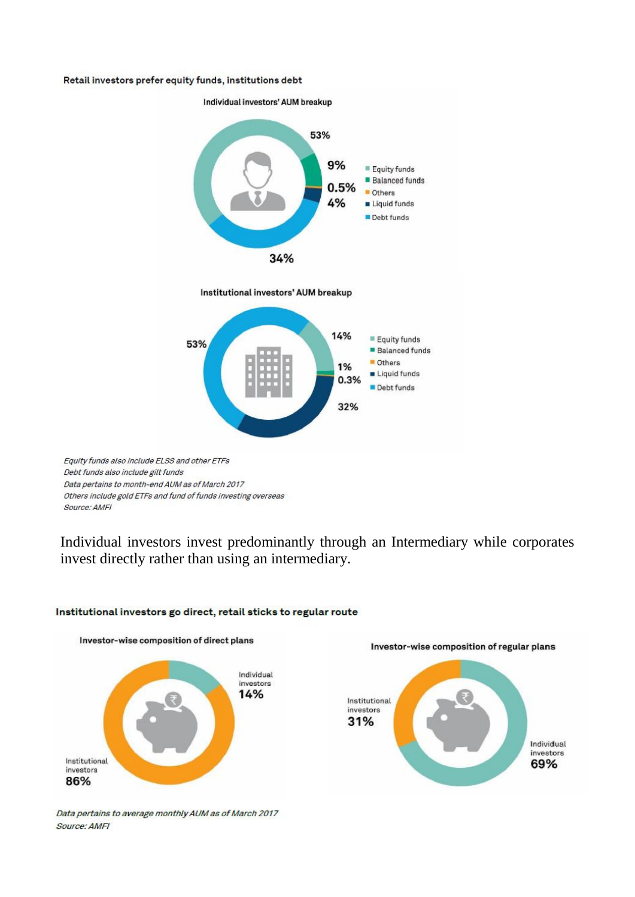**Retail investors prefer equity funds, institutions debt**

**Individual investors' AUM breakup**

| Category | Share |
|---|---|
| Equity funds | 53% |
| Balanced funds | 9% |
| Others | 0.5% |
| Liquid funds | 4% |
| Debt funds | 34% |

**Institutional investors' AUM breakup**

| Category | Share |
|---|---|
| Equity funds | 14% |
| Balanced funds | 1% |
| Others | 0.3% |
| Liquid funds | 32% |
| Debt funds | 53% |

*Equity funds also include ELSS and other ETFs*
*Debt funds also include gilt funds*
*Data pertains to month-end AUM as of March 2017*
*Others include gold ETFs and fund of funds investing overseas*
*Source: AMFI*

Individual investors invest predominantly through an Intermediary while corporates invest directly rather than using an intermediary.

**Institutional investors go direct, retail sticks to regular route**

**Investor-wise composition of direct plans**

| Investor type | Share |
|---|---|
| Individual investors | 14% |
| Institutional investors | 86% |

**Investor-wise composition of regular plans**

| Investor type | Share |
|---|---|
| Institutional investors | 31% |
| Individual investors | 69% |

*Data pertains to average monthly AUM as of March 2017*
*Source: AMFI*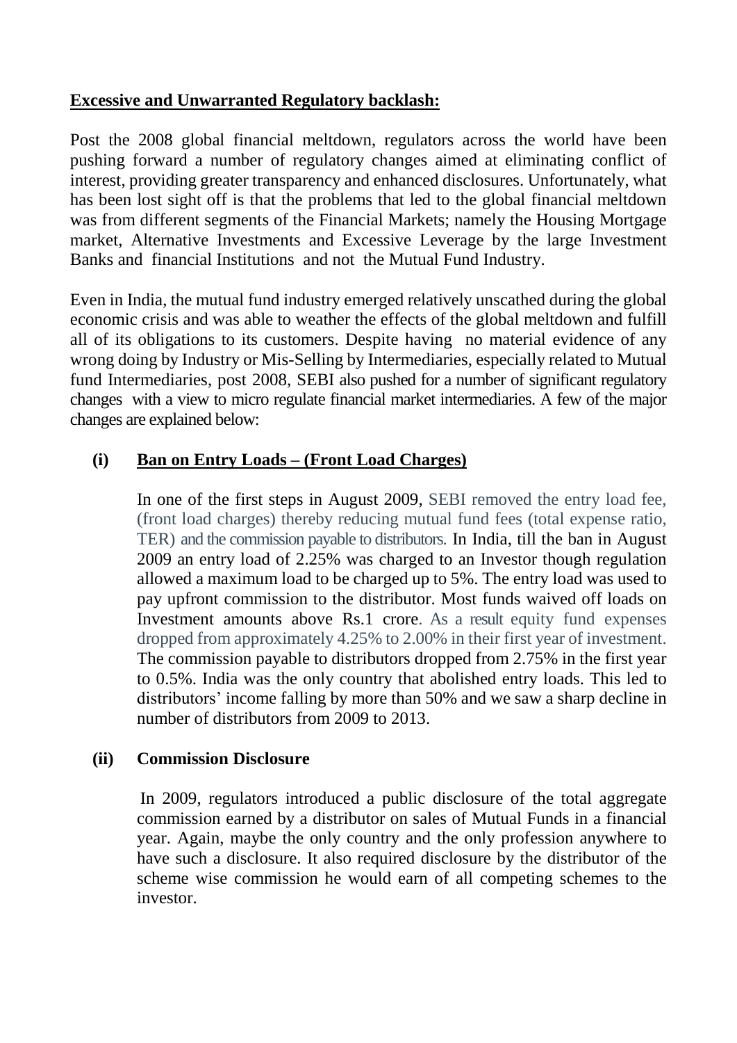**Excessive and Unwarranted Regulatory backlash:**

Post the 2008 global financial meltdown, regulators across the world have been pushing forward a number of regulatory changes aimed at eliminating conflict of interest, providing greater transparency and enhanced disclosures. Unfortunately, what has been lost sight off is that the problems that led to the global financial meltdown was from different segments of the Financial Markets; namely the Housing Mortgage market, Alternative Investments and Excessive Leverage by the large Investment Banks and financial Institutions and not the Mutual Fund Industry.

Even in India, the mutual fund industry emerged relatively unscathed during the global economic crisis and was able to weather the effects of the global meltdown and fulfill all of its obligations to its customers. Despite having no material evidence of any wrong doing by Industry or Mis-Selling by Intermediaries, especially related to Mutual fund Intermediaries, post 2008, SEBI also pushed for a number of significant regulatory changes with a view to micro regulate financial market intermediaries. A few of the major changes are explained below:

**(i) Ban on Entry Loads – (Front Load Charges)**

In one of the first steps in August 2009, SEBI removed the entry load fee, (front load charges) thereby reducing mutual fund fees (total expense ratio, TER) and the commission payable to distributors. In India, till the ban in August 2009 an entry load of 2.25% was charged to an Investor though regulation allowed a maximum load to be charged up to 5%. The entry load was used to pay upfront commission to the distributor. Most funds waived off loads on Investment amounts above Rs.1 crore. As a result equity fund expenses dropped from approximately 4.25% to 2.00% in their first year of investment. The commission payable to distributors dropped from 2.75% in the first year to 0.5%. India was the only country that abolished entry loads. This led to distributors' income falling by more than 50% and we saw a sharp decline in number of distributors from 2009 to 2013.

**(ii) Commission Disclosure**

In 2009, regulators introduced a public disclosure of the total aggregate commission earned by a distributor on sales of Mutual Funds in a financial year. Again, maybe the only country and the only profession anywhere to have such a disclosure. It also required disclosure by the distributor of the scheme wise commission he would earn of all competing schemes to the investor.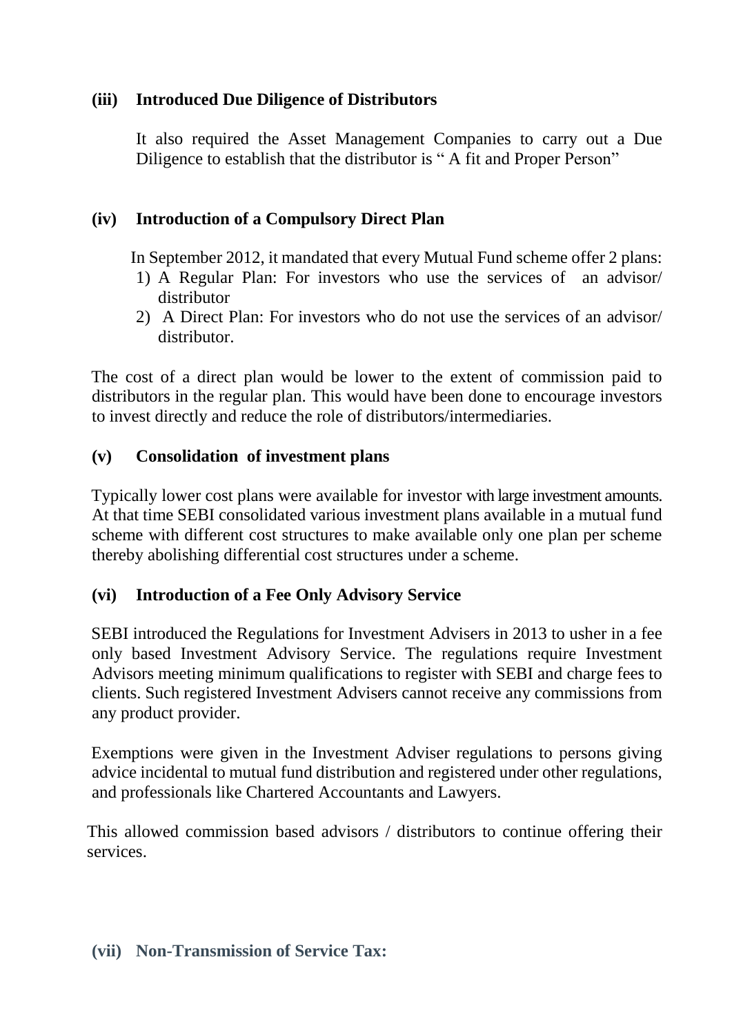### (iii) Introduced Due Diligence of Distributors

It also required the Asset Management Companies to carry out a Due Diligence to establish that the distributor is " A fit and Proper Person"

### (iv) Introduction of a Compulsory Direct Plan

In September 2012, it mandated that every Mutual Fund scheme offer 2 plans:

1) A Regular Plan: For investors who use the services of an advisor/ distributor
2) A Direct Plan: For investors who do not use the services of an advisor/ distributor.

The cost of a direct plan would be lower to the extent of commission paid to distributors in the regular plan. This would have been done to encourage investors to invest directly and reduce the role of distributors/intermediaries.

### (v) Consolidation of investment plans

Typically lower cost plans were available for investor with large investment amounts. At that time SEBI consolidated various investment plans available in a mutual fund scheme with different cost structures to make available only one plan per scheme thereby abolishing differential cost structures under a scheme.

### (vi) Introduction of a Fee Only Advisory Service

SEBI introduced the Regulations for Investment Advisers in 2013 to usher in a fee only based Investment Advisory Service. The regulations require Investment Advisors meeting minimum qualifications to register with SEBI and charge fees to clients. Such registered Investment Advisers cannot receive any commissions from any product provider.

Exemptions were given in the Investment Adviser regulations to persons giving advice incidental to mutual fund distribution and registered under other regulations, and professionals like Chartered Accountants and Lawyers.

This allowed commission based advisors / distributors to continue offering their services.

### (vii) Non-Transmission of Service Tax: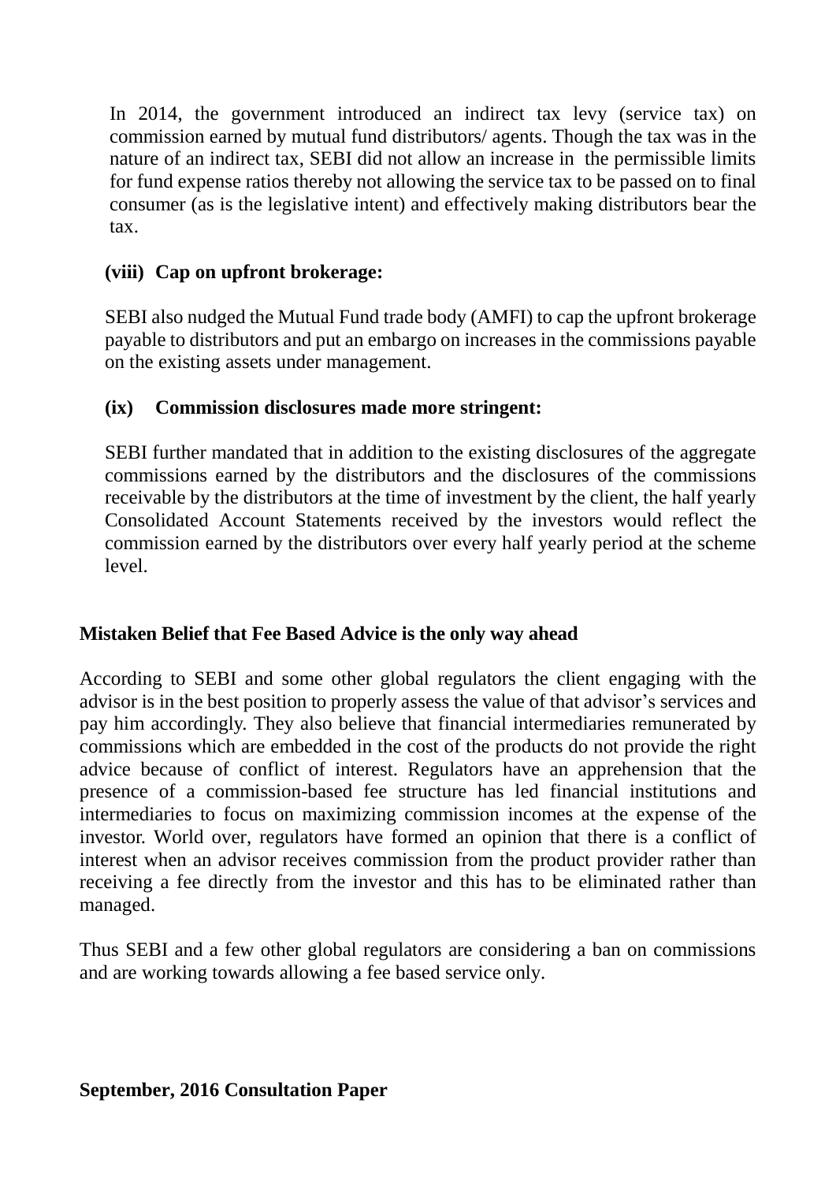In 2014, the government introduced an indirect tax levy (service tax) on commission earned by mutual fund distributors/ agents. Though the tax was in the nature of an indirect tax, SEBI did not allow an increase in the permissible limits for fund expense ratios thereby not allowing the service tax to be passed on to final consumer (as is the legislative intent) and effectively making distributors bear the tax.

**(viii) Cap on upfront brokerage:**

SEBI also nudged the Mutual Fund trade body (AMFI) to cap the upfront brokerage payable to distributors and put an embargo on increases in the commissions payable on the existing assets under management.

**(ix) Commission disclosures made more stringent:**

SEBI further mandated that in addition to the existing disclosures of the aggregate commissions earned by the distributors and the disclosures of the commissions receivable by the distributors at the time of investment by the client, the half yearly Consolidated Account Statements received by the investors would reflect the commission earned by the distributors over every half yearly period at the scheme level.

**Mistaken Belief that Fee Based Advice is the only way ahead**

According to SEBI and some other global regulators the client engaging with the advisor is in the best position to properly assess the value of that advisor's services and pay him accordingly. They also believe that financial intermediaries remunerated by commissions which are embedded in the cost of the products do not provide the right advice because of conflict of interest. Regulators have an apprehension that the presence of a commission-based fee structure has led financial institutions and intermediaries to focus on maximizing commission incomes at the expense of the investor. World over, regulators have formed an opinion that there is a conflict of interest when an advisor receives commission from the product provider rather than receiving a fee directly from the investor and this has to be eliminated rather than managed.

Thus SEBI and a few other global regulators are considering a ban on commissions and are working towards allowing a fee based service only.

**September, 2016 Consultation Paper**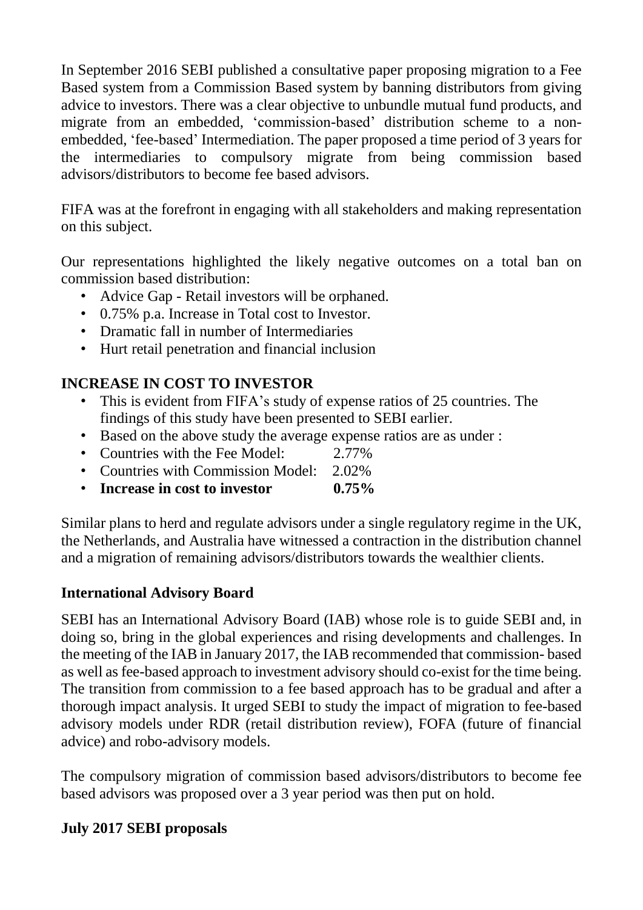In September 2016 SEBI published a consultative paper proposing migration to a Fee Based system from a Commission Based system by banning distributors from giving advice to investors. There was a clear objective to unbundle mutual fund products, and migrate from an embedded, 'commission-based' distribution scheme to a non-embedded, 'fee-based' Intermediation. The paper proposed a time period of 3 years for the intermediaries to compulsory migrate from being commission based advisors/distributors to become fee based advisors.

FIFA was at the forefront in engaging with all stakeholders and making representation on this subject.

Our representations highlighted the likely negative outcomes on a total ban on commission based distribution:

- Advice Gap - Retail investors will be orphaned.
- 0.75% p.a. Increase in Total cost to Investor.
- Dramatic fall in number of Intermediaries
- Hurt retail penetration and financial inclusion

**INCREASE IN COST TO INVESTOR**

- This is evident from FIFA's study of expense ratios of 25 countries. The findings of this study have been presented to SEBI earlier.
- Based on the above study the average expense ratios are as under :
- Countries with the Fee Model: 2.77%
- Countries with Commission Model: 2.02%
- **Increase in cost to investor 0.75%**

Similar plans to herd and regulate advisors under a single regulatory regime in the UK, the Netherlands, and Australia have witnessed a contraction in the distribution channel and a migration of remaining advisors/distributors towards the wealthier clients.

**International Advisory Board**

SEBI has an International Advisory Board (IAB) whose role is to guide SEBI and, in doing so, bring in the global experiences and rising developments and challenges. In the meeting of the IAB in January 2017, the IAB recommended that commission- based as well as fee-based approach to investment advisory should co-exist for the time being. The transition from commission to a fee based approach has to be gradual and after a thorough impact analysis. It urged SEBI to study the impact of migration to fee-based advisory models under RDR (retail distribution review), FOFA (future of financial advice) and robo-advisory models.

The compulsory migration of commission based advisors/distributors to become fee based advisors was proposed over a 3 year period was then put on hold.

**July 2017 SEBI proposals**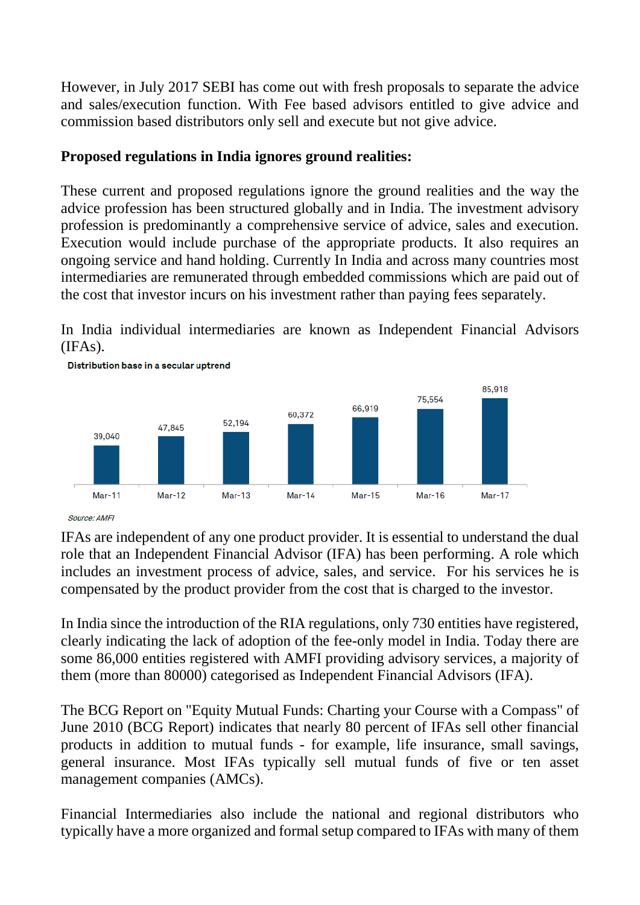However, in July 2017 SEBI has come out with fresh proposals to separate the advice and sales/execution function. With Fee based advisors entitled to give advice and commission based distributors only sell and execute but not give advice.

**Proposed regulations in India ignores ground realities:**

These current and proposed regulations ignore the ground realities and the way the advice profession has been structured globally and in India. The investment advisory profession is predominantly a comprehensive service of advice, sales and execution. Execution would include purchase of the appropriate products. It also requires an ongoing service and hand holding. Currently In India and across many countries most intermediaries are remunerated through embedded commissions which are paid out of the cost that investor incurs on his investment rather than paying fees separately.

In India individual intermediaries are known as Independent Financial Advisors (IFAs).

**Distribution base in a secular uptrend**

| Mar-11 | Mar-12 | Mar-13 | Mar-14 | Mar-15 | Mar-16 | Mar-17 |
|---|---|---|---|---|---|---|
| 39,040 | 47,845 | 52,194 | 60,372 | 66,919 | 75,554 | 85,918 |

*Source: AMFI*

IFAs are independent of any one product provider. It is essential to understand the dual role that an Independent Financial Advisor (IFA) has been performing. A role which includes an investment process of advice, sales, and service. For his services he is compensated by the product provider from the cost that is charged to the investor.

In India since the introduction of the RIA regulations, only 730 entities have registered, clearly indicating the lack of adoption of the fee-only model in India. Today there are some 86,000 entities registered with AMFI providing advisory services, a majority of them (more than 80000) categorised as Independent Financial Advisors (IFA).

The BCG Report on "Equity Mutual Funds: Charting your Course with a Compass" of June 2010 (BCG Report) indicates that nearly 80 percent of IFAs sell other financial products in addition to mutual funds - for example, life insurance, small savings, general insurance. Most IFAs typically sell mutual funds of five or ten asset management companies (AMCs).

Financial Intermediaries also include the national and regional distributors who typically have a more organized and formal setup compared to IFAs with many of them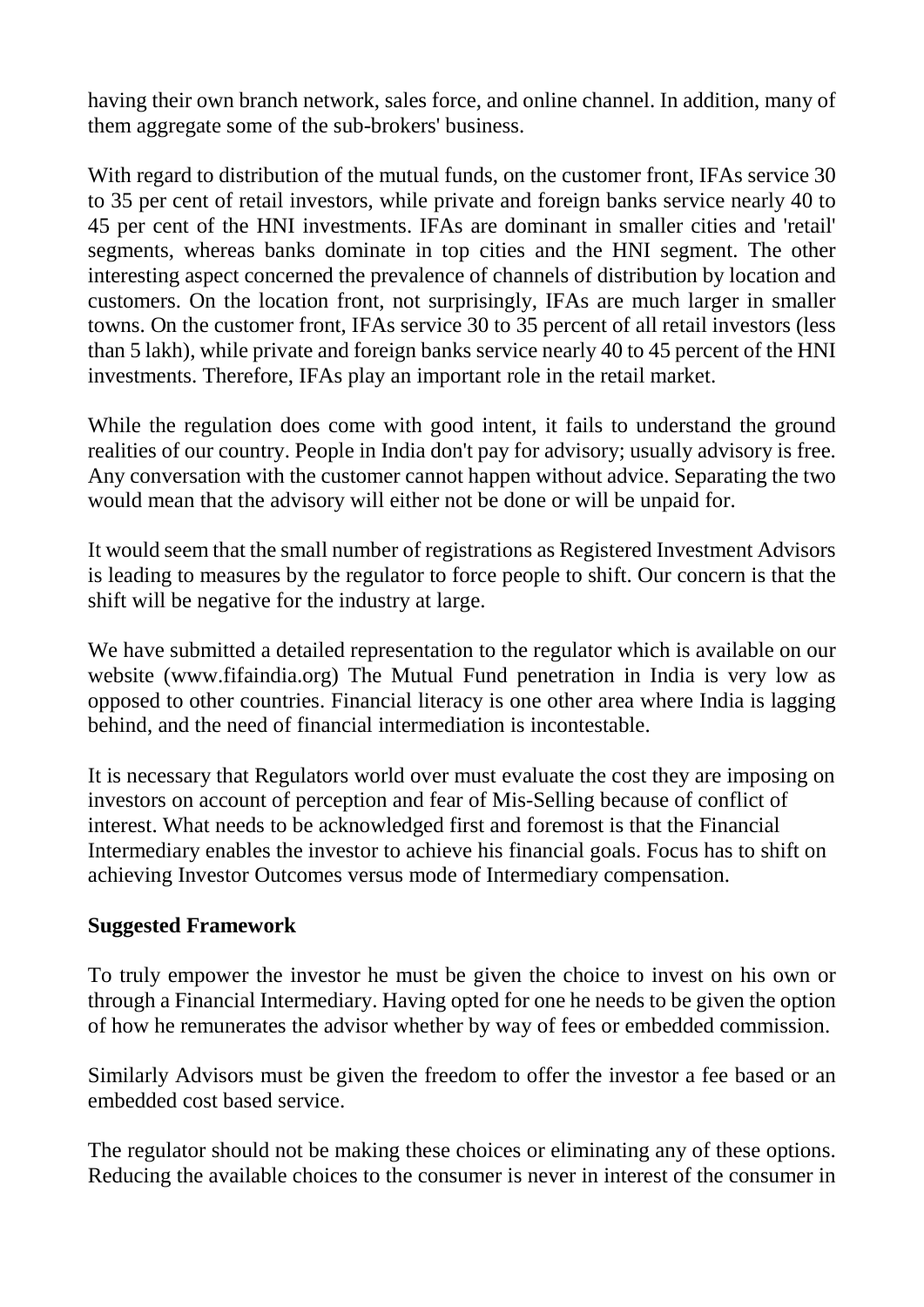having their own branch network, sales force, and online channel. In addition, many of them aggregate some of the sub-brokers' business.

With regard to distribution of the mutual funds, on the customer front, IFAs service 30 to 35 per cent of retail investors, while private and foreign banks service nearly 40 to 45 per cent of the HNI investments. IFAs are dominant in smaller cities and 'retail' segments, whereas banks dominate in top cities and the HNI segment. The other interesting aspect concerned the prevalence of channels of distribution by location and customers. On the location front, not surprisingly, IFAs are much larger in smaller towns. On the customer front, IFAs service 30 to 35 percent of all retail investors (less than 5 lakh), while private and foreign banks service nearly 40 to 45 percent of the HNI investments. Therefore, IFAs play an important role in the retail market.

While the regulation does come with good intent, it fails to understand the ground realities of our country. People in India don't pay for advisory; usually advisory is free. Any conversation with the customer cannot happen without advice. Separating the two would mean that the advisory will either not be done or will be unpaid for.

It would seem that the small number of registrations as Registered Investment Advisors is leading to measures by the regulator to force people to shift. Our concern is that the shift will be negative for the industry at large.

We have submitted a detailed representation to the regulator which is available on our website (www.fifaindia.org) The Mutual Fund penetration in India is very low as opposed to other countries. Financial literacy is one other area where India is lagging behind, and the need of financial intermediation is incontestable.

It is necessary that Regulators world over must evaluate the cost they are imposing on investors on account of perception and fear of Mis-Selling because of conflict of interest. What needs to be acknowledged first and foremost is that the Financial Intermediary enables the investor to achieve his financial goals. Focus has to shift on achieving Investor Outcomes versus mode of Intermediary compensation.

**Suggested Framework**

To truly empower the investor he must be given the choice to invest on his own or through a Financial Intermediary. Having opted for one he needs to be given the option of how he remunerates the advisor whether by way of fees or embedded commission.

Similarly Advisors must be given the freedom to offer the investor a fee based or an embedded cost based service.

The regulator should not be making these choices or eliminating any of these options. Reducing the available choices to the consumer is never in interest of the consumer in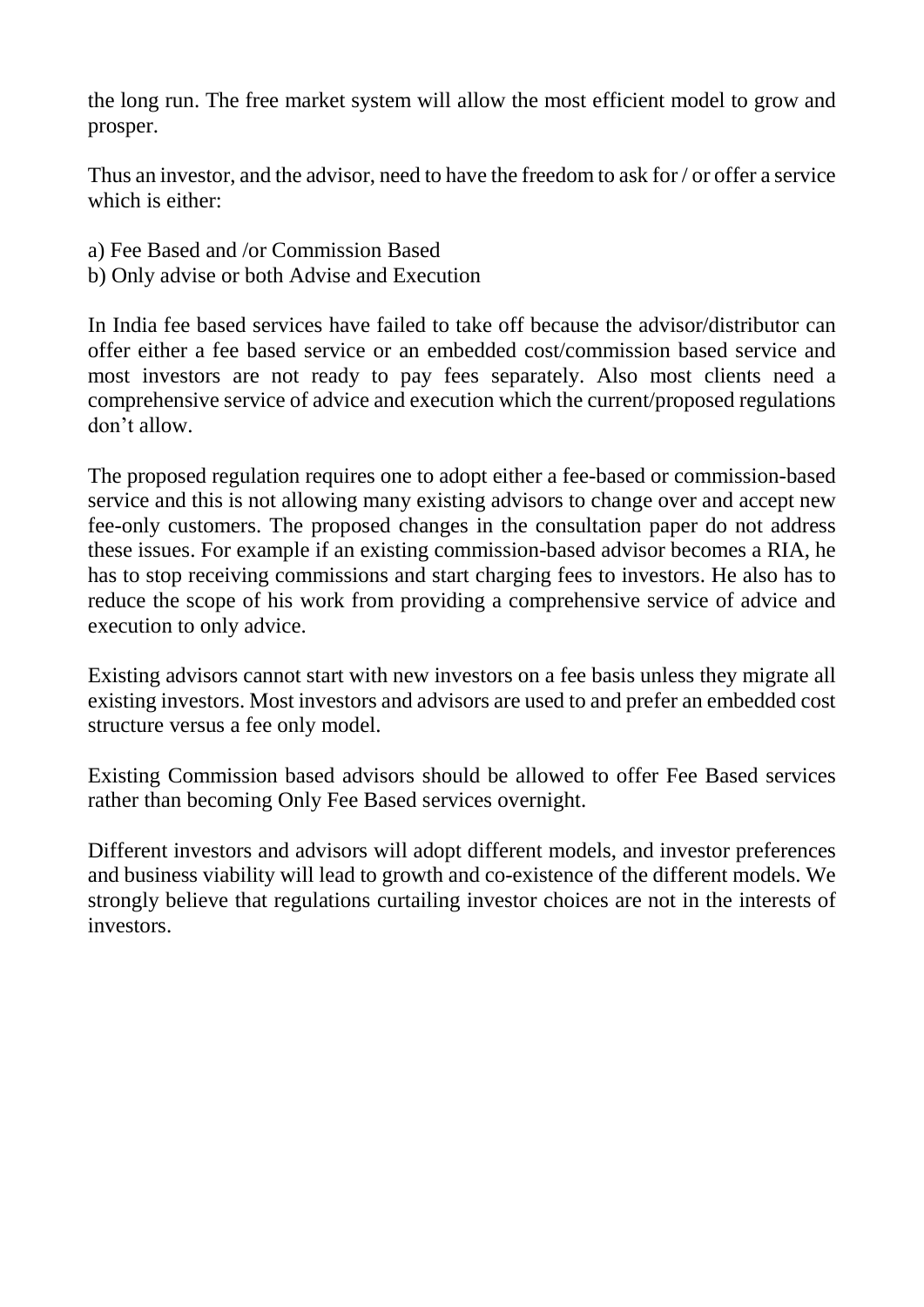the long run. The free market system will allow the most efficient model to grow and prosper.

Thus an investor, and the advisor, need to have the freedom to ask for / or offer a service which is either:

a) Fee Based and /or Commission Based
b) Only advise or both Advise and Execution

In India fee based services have failed to take off because the advisor/distributor can offer either a fee based service or an embedded cost/commission based service and most investors are not ready to pay fees separately. Also most clients need a comprehensive service of advice and execution which the current/proposed regulations don't allow.

The proposed regulation requires one to adopt either a fee-based or commission-based service and this is not allowing many existing advisors to change over and accept new fee-only customers. The proposed changes in the consultation paper do not address these issues. For example if an existing commission-based advisor becomes a RIA, he has to stop receiving commissions and start charging fees to investors. He also has to reduce the scope of his work from providing a comprehensive service of advice and execution to only advice.

Existing advisors cannot start with new investors on a fee basis unless they migrate all existing investors. Most investors and advisors are used to and prefer an embedded cost structure versus a fee only model.

Existing Commission based advisors should be allowed to offer Fee Based services rather than becoming Only Fee Based services overnight.

Different investors and advisors will adopt different models, and investor preferences and business viability will lead to growth and co-existence of the different models. We strongly believe that regulations curtailing investor choices are not in the interests of investors.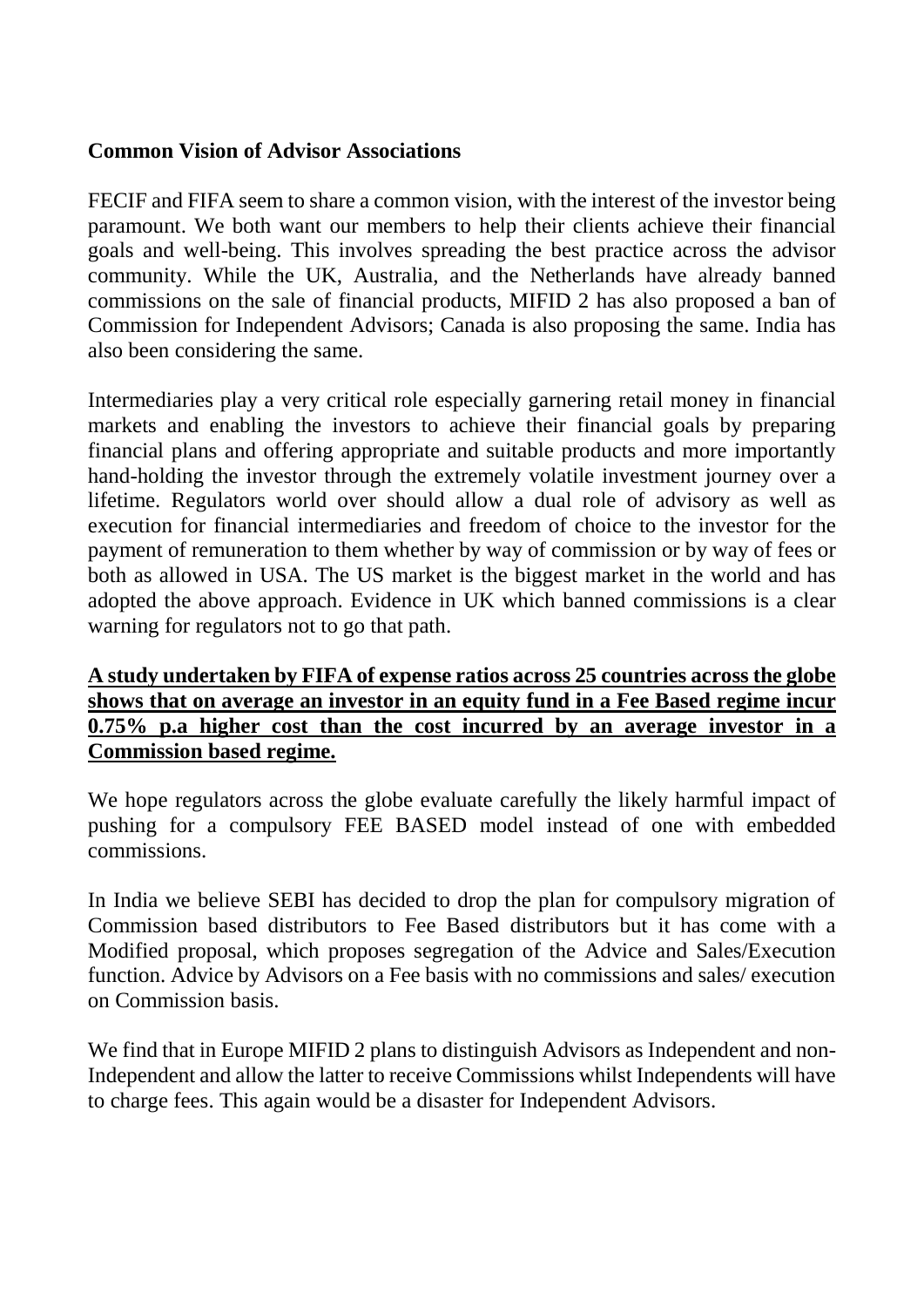**Common Vision of Advisor Associations**

FECIF and FIFA seem to share a common vision, with the interest of the investor being paramount. We both want our members to help their clients achieve their financial goals and well-being. This involves spreading the best practice across the advisor community. While the UK, Australia, and the Netherlands have already banned commissions on the sale of financial products, MIFID 2 has also proposed a ban of Commission for Independent Advisors; Canada is also proposing the same. India has also been considering the same.

Intermediaries play a very critical role especially garnering retail money in financial markets and enabling the investors to achieve their financial goals by preparing financial plans and offering appropriate and suitable products and more importantly hand-holding the investor through the extremely volatile investment journey over a lifetime. Regulators world over should allow a dual role of advisory as well as execution for financial intermediaries and freedom of choice to the investor for the payment of remuneration to them whether by way of commission or by way of fees or both as allowed in USA. The US market is the biggest market in the world and has adopted the above approach. Evidence in UK which banned commissions is a clear warning for regulators not to go that path.

**A study undertaken by FIFA of expense ratios across 25 countries across the globe shows that on average an investor in an equity fund in a Fee Based regime incur 0.75% p.a higher cost than the cost incurred by an average investor in a Commission based regime.**

We hope regulators across the globe evaluate carefully the likely harmful impact of pushing for a compulsory FEE BASED model instead of one with embedded commissions.

In India we believe SEBI has decided to drop the plan for compulsory migration of Commission based distributors to Fee Based distributors but it has come with a Modified proposal, which proposes segregation of the Advice and Sales/Execution function. Advice by Advisors on a Fee basis with no commissions and sales/ execution on Commission basis.

We find that in Europe MIFID 2 plans to distinguish Advisors as Independent and non-Independent and allow the latter to receive Commissions whilst Independents will have to charge fees. This again would be a disaster for Independent Advisors.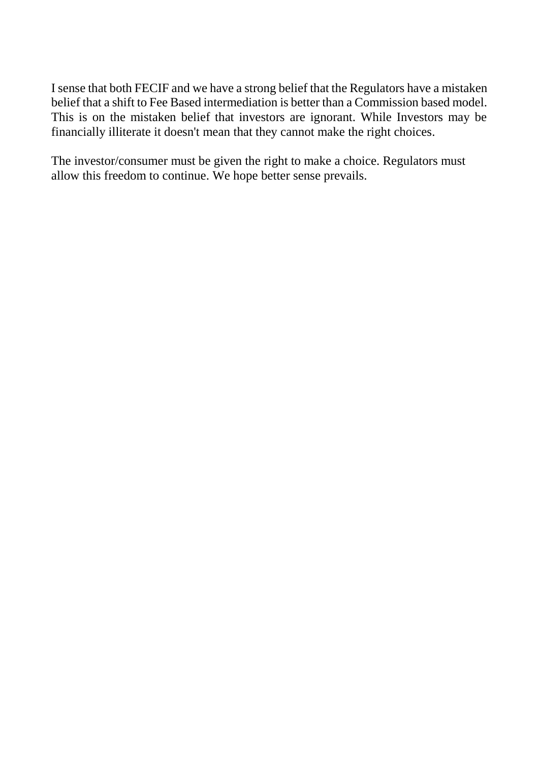I sense that both FECIF and we have a strong belief that the Regulators have a mistaken belief that a shift to Fee Based intermediation is better than a Commission based model. This is on the mistaken belief that investors are ignorant. While Investors may be financially illiterate it doesn't mean that they cannot make the right choices.

The investor/consumer must be given the right to make a choice. Regulators must allow this freedom to continue. We hope better sense prevails.